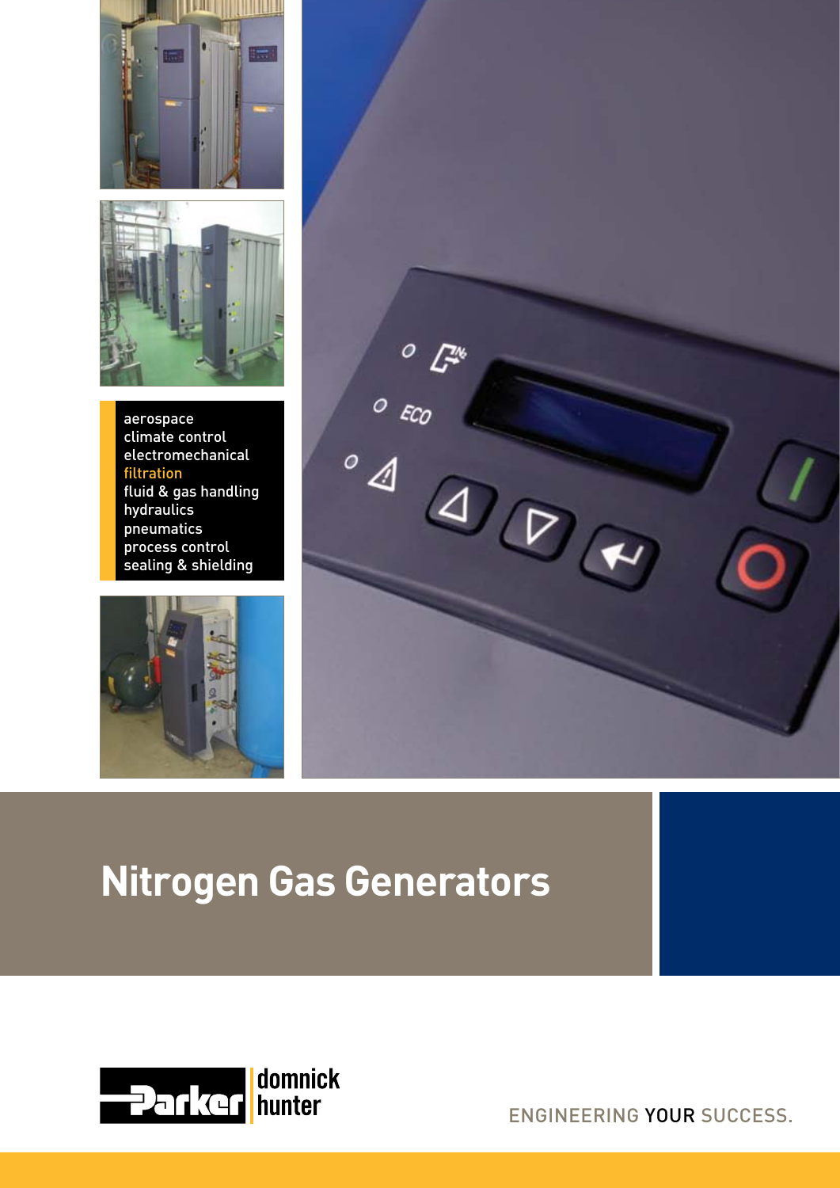aerospace
climate control
electromechanical
filtration
fluid & gas handling
hydraulics
pneumatics
process control
sealing & shielding

# Nitrogen Gas Generators

Parker domnick hunter

ENGINEERING YOUR SUCCESS.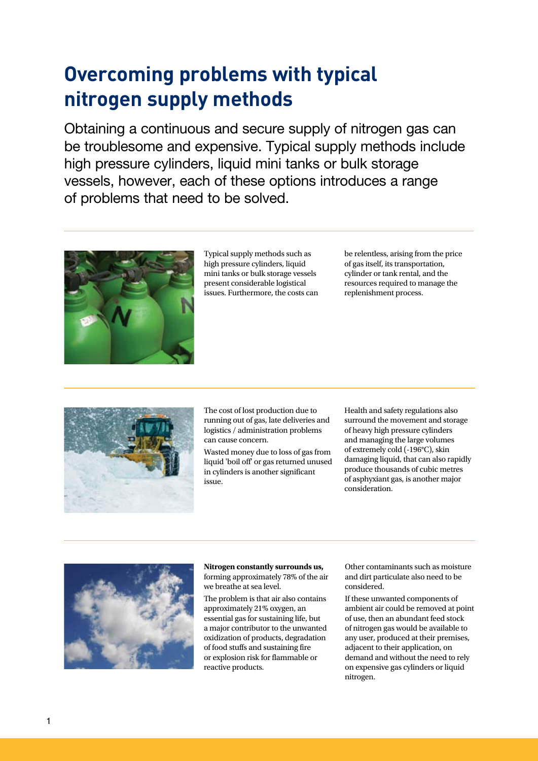# Overcoming problems with typical nitrogen supply methods

Obtaining a continuous and secure supply of nitrogen gas can be troublesome and expensive. Typical supply methods include high pressure cylinders, liquid mini tanks or bulk storage vessels, however, each of these options introduces a range of problems that need to be solved.

Typical supply methods such as high pressure cylinders, liquid mini tanks or bulk storage vessels present considerable logistical issues. Furthermore, the costs can be relentless, arising from the price of gas itself, its transportation, cylinder or tank rental, and the resources required to manage the replenishment process.

The cost of lost production due to running out of gas, late deliveries and logistics / administration problems can cause concern.

Wasted money due to loss of gas from liquid 'boil off' or gas returned unused in cylinders is another significant issue.

Health and safety regulations also surround the movement and storage of heavy high pressure cylinders and managing the large volumes of extremely cold (-196°C), skin damaging liquid, that can also rapidly produce thousands of cubic metres of asphyxiant gas, is another major consideration.

**Nitrogen constantly surrounds us,** forming approximately 78% of the air we breathe at sea level.

The problem is that air also contains approximately 21% oxygen, an essential gas for sustaining life, but a major contributor to the unwanted oxidization of products, degradation of food stuffs and sustaining fire or explosion risk for flammable or reactive products.

Other contaminants such as moisture and dirt particulate also need to be considered.

If these unwanted components of ambient air could be removed at point of use, then an abundant feed stock of nitrogen gas would be available to any user, produced at their premises, adjacent to their application, on demand and without the need to rely on expensive gas cylinders or liquid nitrogen.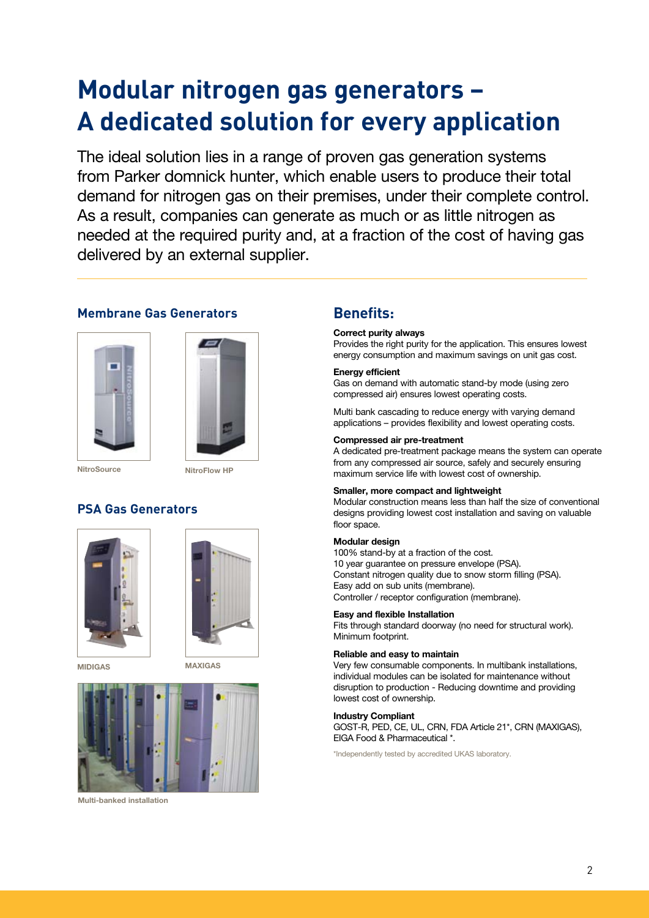# Modular nitrogen gas generators – A dedicated solution for every application

The ideal solution lies in a range of proven gas generation systems from Parker domnick hunter, which enable users to produce their total demand for nitrogen gas on their premises, under their complete control. As a result, companies can generate as much or as little nitrogen as needed at the required purity and, at a fraction of the cost of having gas delivered by an external supplier.

## Membrane Gas Generators

NitroSource

NitroFlow HP

## PSA Gas Generators

MIDIGAS

MAXIGAS

Multi-banked installation

## Benefits:

**Correct purity always**
Provides the right purity for the application. This ensures lowest energy consumption and maximum savings on unit gas cost.

**Energy efficient**
Gas on demand with automatic stand-by mode (using zero compressed air) ensures lowest operating costs.

Multi bank cascading to reduce energy with varying demand applications – provides flexibility and lowest operating costs.

**Compressed air pre-treatment**
A dedicated pre-treatment package means the system can operate from any compressed air source, safely and securely ensuring maximum service life with lowest cost of ownership.

**Smaller, more compact and lightweight**
Modular construction means less than half the size of conventional designs providing lowest cost installation and saving on valuable floor space.

**Modular design**
100% stand-by at a fraction of the cost.
10 year guarantee on pressure envelope (PSA).
Constant nitrogen quality due to snow storm filling (PSA).
Easy add on sub units (membrane).
Controller / receptor configuration (membrane).

**Easy and flexible Installation**
Fits through standard doorway (no need for structural work).
Minimum footprint.

**Reliable and easy to maintain**
Very few consumable components. In multibank installations, individual modules can be isolated for maintenance without disruption to production - Reducing downtime and providing lowest cost of ownership.

**Industry Compliant**
GOST-R, PED, CE, UL, CRN, FDA Article 21*, CRN (MAXIGAS), EIGA Food & Pharmaceutical *.

*Independently tested by accredited UKAS laboratory.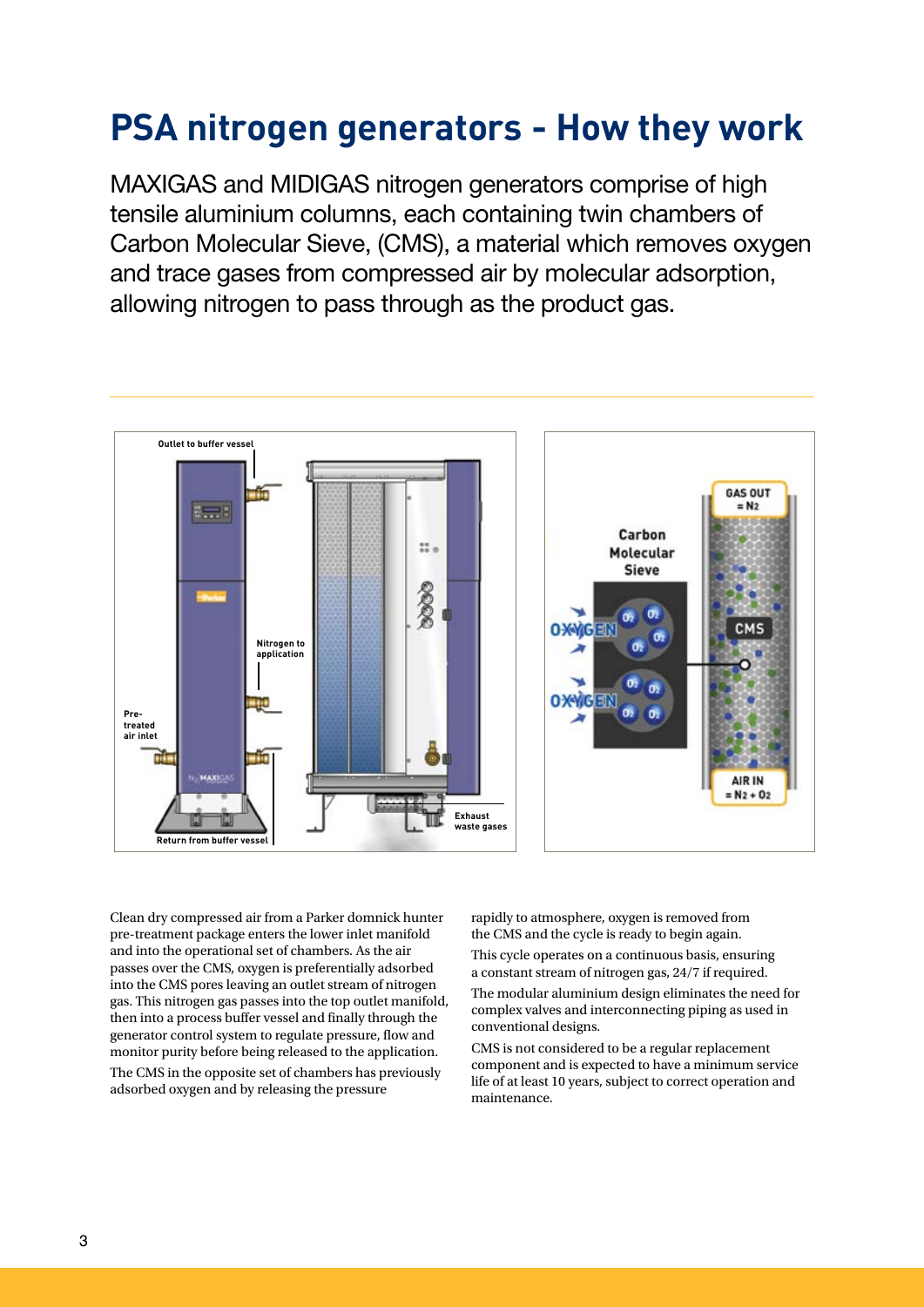# PSA nitrogen generators - How they work

MAXIGAS and MIDIGAS nitrogen generators comprise of high tensile aluminium columns, each containing twin chambers of Carbon Molecular Sieve, (CMS), a material which removes oxygen and trace gases from compressed air by molecular adsorption, allowing nitrogen to pass through as the product gas.

Outlet to buffer vessel

Nitrogen to application

Pre-treated air inlet

Return from buffer vessel

Exhaust waste gases

Carbon Molecular Sieve

OXYGEN

OXYGEN

GAS OUT $= N_2$

CMS

AIR IN $= N_2 + O_2$

Clean dry compressed air from a Parker domnick hunter pre-treatment package enters the lower inlet manifold and into the operational set of chambers. As the air passes over the CMS, oxygen is preferentially adsorbed into the CMS pores leaving an outlet stream of nitrogen gas. This nitrogen gas passes into the top outlet manifold, then into a process buffer vessel and finally through the generator control system to regulate pressure, flow and monitor purity before being released to the application.

The CMS in the opposite set of chambers has previously adsorbed oxygen and by releasing the pressure rapidly to atmosphere, oxygen is removed from the CMS and the cycle is ready to begin again.

This cycle operates on a continuous basis, ensuring a constant stream of nitrogen gas, 24/7 if required.

The modular aluminium design eliminates the need for complex valves and interconnecting piping as used in conventional designs.

CMS is not considered to be a regular replacement component and is expected to have a minimum service life of at least 10 years, subject to correct operation and maintenance.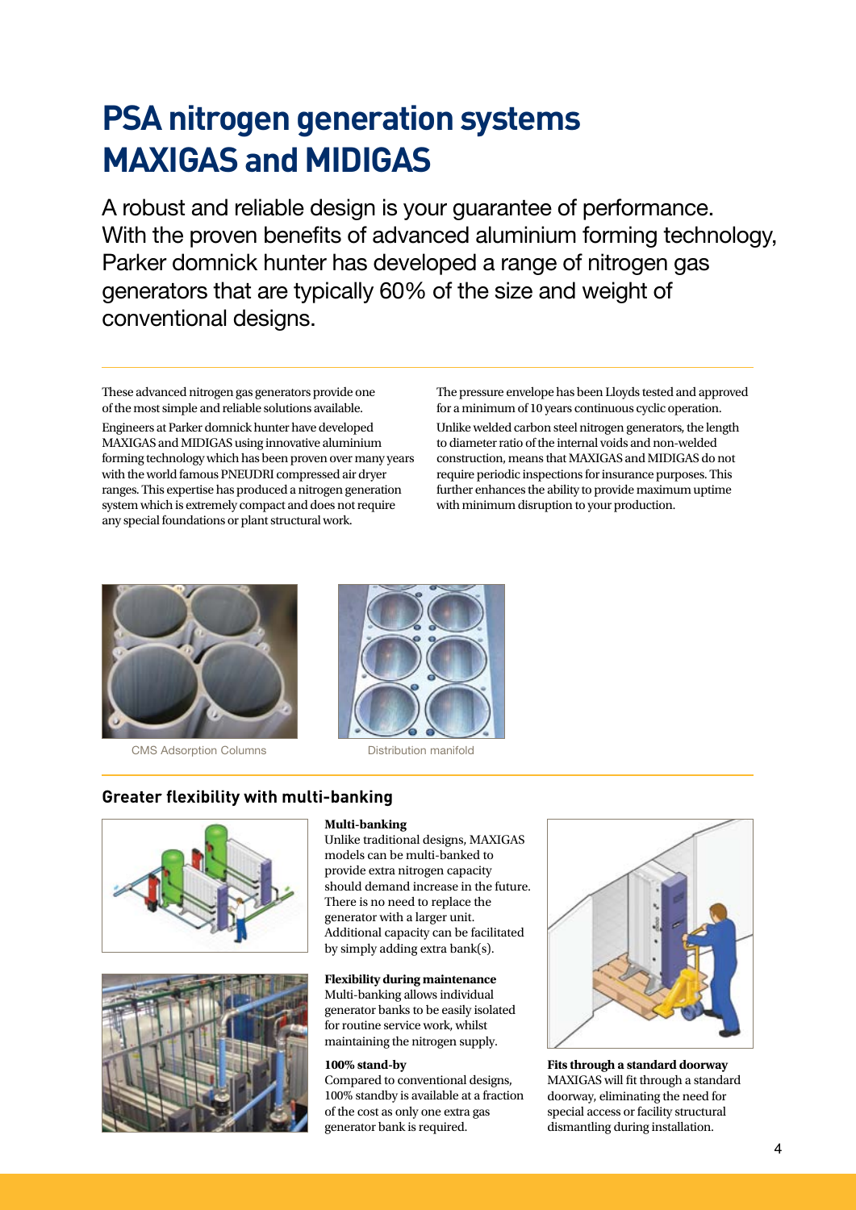# PSA nitrogen generation systems MAXIGAS and MIDIGAS

A robust and reliable design is your guarantee of performance. With the proven benefits of advanced aluminium forming technology, Parker domnick hunter has developed a range of nitrogen gas generators that are typically 60% of the size and weight of conventional designs.

These advanced nitrogen gas generators provide one of the most simple and reliable solutions available.

Engineers at Parker domnick hunter have developed MAXIGAS and MIDIGAS using innovative aluminium forming technology which has been proven over many years with the world famous PNEUDRI compressed air dryer ranges. This expertise has produced a nitrogen generation system which is extremely compact and does not require any special foundations or plant structural work.

The pressure envelope has been Lloyds tested and approved for a minimum of 10 years continuous cyclic operation.

Unlike welded carbon steel nitrogen generators, the length to diameter ratio of the internal voids and non-welded construction, means that MAXIGAS and MIDIGAS do not require periodic inspections for insurance purposes. This further enhances the ability to provide maximum uptime with minimum disruption to your production.

CMS Adsorption Columns

Distribution manifold

## Greater flexibility with multi-banking

**Multi-banking**
Unlike traditional designs, MAXIGAS models can be multi-banked to provide extra nitrogen capacity should demand increase in the future. There is no need to replace the generator with a larger unit. Additional capacity can be facilitated by simply adding extra bank(s).

**Flexibility during maintenance**
Multi-banking allows individual generator banks to be easily isolated for routine service work, whilst maintaining the nitrogen supply.

**100% stand-by**
Compared to conventional designs, 100% standby is available at a fraction of the cost as only one extra gas generator bank is required.

**Fits through a standard doorway**
MAXIGAS will fit through a standard doorway, eliminating the need for special access or facility structural dismantling during installation.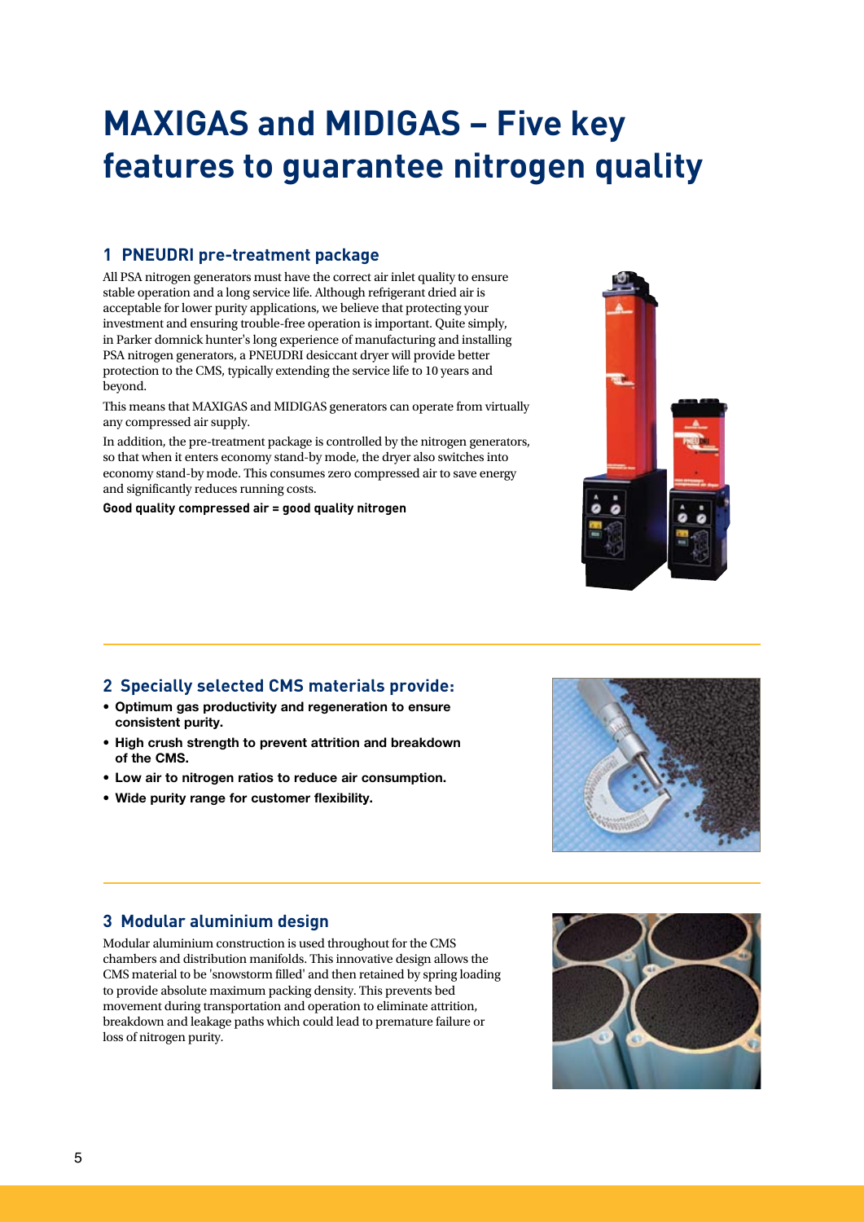# MAXIGAS and MIDIGAS – Five key features to guarantee nitrogen quality

## 1 PNEUDRI pre-treatment package

All PSA nitrogen generators must have the correct air inlet quality to ensure stable operation and a long service life. Although refrigerant dried air is acceptable for lower purity applications, we believe that protecting your investment and ensuring trouble-free operation is important. Quite simply, in Parker domnick hunter's long experience of manufacturing and installing PSA nitrogen generators, a PNEUDRI desiccant dryer will provide better protection to the CMS, typically extending the service life to 10 years and beyond.

This means that MAXIGAS and MIDIGAS generators can operate from virtually any compressed air supply.

In addition, the pre-treatment package is controlled by the nitrogen generators, so that when it enters economy stand-by mode, the dryer also switches into economy stand-by mode. This consumes zero compressed air to save energy and significantly reduces running costs.

**Good quality compressed air = good quality nitrogen**

## 2 Specially selected CMS materials provide:

- **Optimum gas productivity and regeneration to ensure consistent purity.**
- **High crush strength to prevent attrition and breakdown of the CMS.**
- **Low air to nitrogen ratios to reduce air consumption.**
- **Wide purity range for customer flexibility.**

## 3 Modular aluminium design

Modular aluminium construction is used throughout for the CMS chambers and distribution manifolds. This innovative design allows the CMS material to be 'snowstorm filled' and then retained by spring loading to provide absolute maximum packing density. This prevents bed movement during transportation and operation to eliminate attrition, breakdown and leakage paths which could lead to premature failure or loss of nitrogen purity.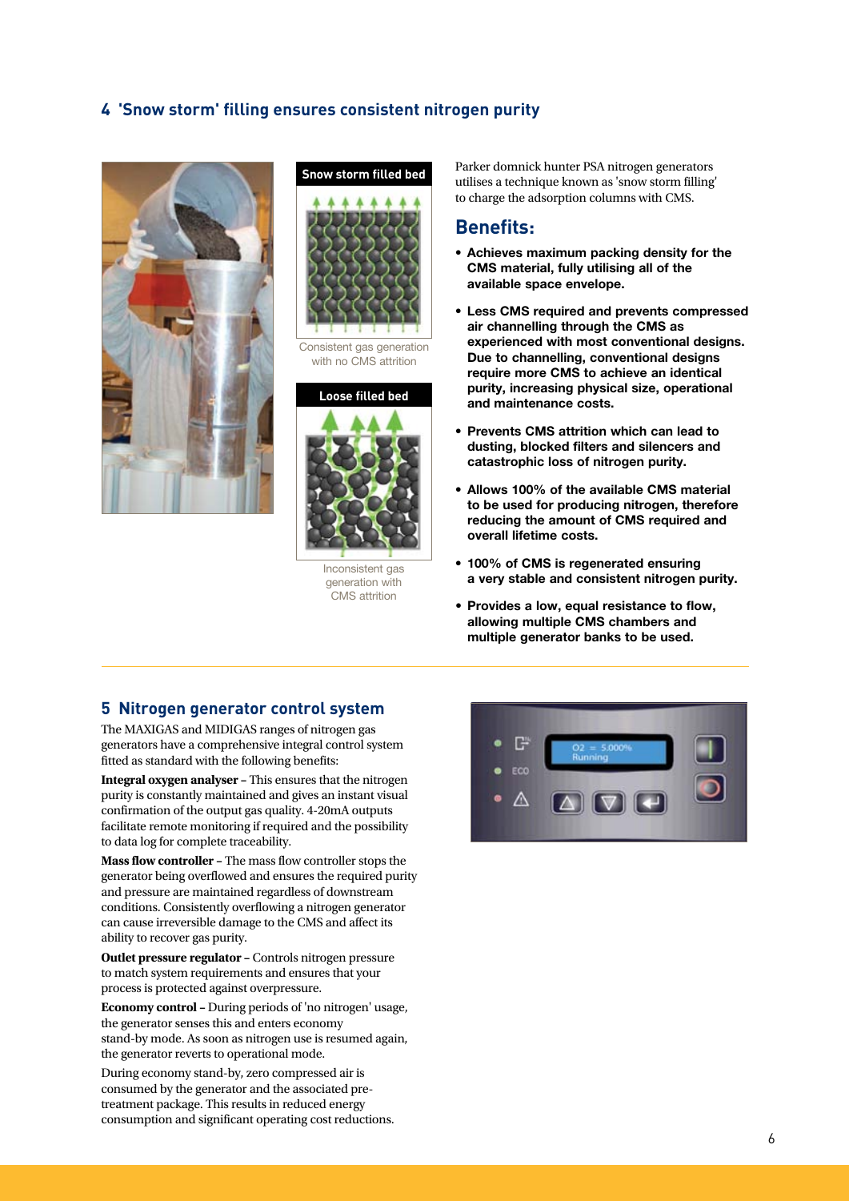## 4 'Snow storm' filling ensures consistent nitrogen purity

**Snow storm filled bed**

Consistent gas generation with no CMS attrition

**Loose filled bed**

Inconsistent gas generation with CMS attrition

Parker domnick hunter PSA nitrogen generators utilises a technique known as 'snow storm filling' to charge the adsorption columns with CMS.

### Benefits:

- **Achieves maximum packing density for the CMS material, fully utilising all of the available space envelope.**
- **Less CMS required and prevents compressed air channelling through the CMS as experienced with most conventional designs. Due to channelling, conventional designs require more CMS to achieve an identical purity, increasing physical size, operational and maintenance costs.**
- **Prevents CMS attrition which can lead to dusting, blocked filters and silencers and catastrophic loss of nitrogen purity.**
- **Allows 100% of the available CMS material to be used for producing nitrogen, therefore reducing the amount of CMS required and overall lifetime costs.**
- **100% of CMS is regenerated ensuring a very stable and consistent nitrogen purity.**
- **Provides a low, equal resistance to flow, allowing multiple CMS chambers and multiple generator banks to be used.**

## 5 Nitrogen generator control system

The MAXIGAS and MIDIGAS ranges of nitrogen gas generators have a comprehensive integral control system fitted as standard with the following benefits:

**Integral oxygen analyser** – This ensures that the nitrogen purity is constantly maintained and gives an instant visual confirmation of the output gas quality. 4-20mA outputs facilitate remote monitoring if required and the possibility to data log for complete traceability.

**Mass flow controller** – The mass flow controller stops the generator being overflowed and ensures the required purity and pressure are maintained regardless of downstream conditions. Consistently overflowing a nitrogen generator can cause irreversible damage to the CMS and affect its ability to recover gas purity.

**Outlet pressure regulator** – Controls nitrogen pressure to match system requirements and ensures that your process is protected against overpressure.

**Economy control** – During periods of 'no nitrogen' usage, the generator senses this and enters economy stand-by mode. As soon as nitrogen use is resumed again, the generator reverts to operational mode.

During economy stand-by, zero compressed air is consumed by the generator and the associated pre-treatment package. This results in reduced energy consumption and significant operating cost reductions.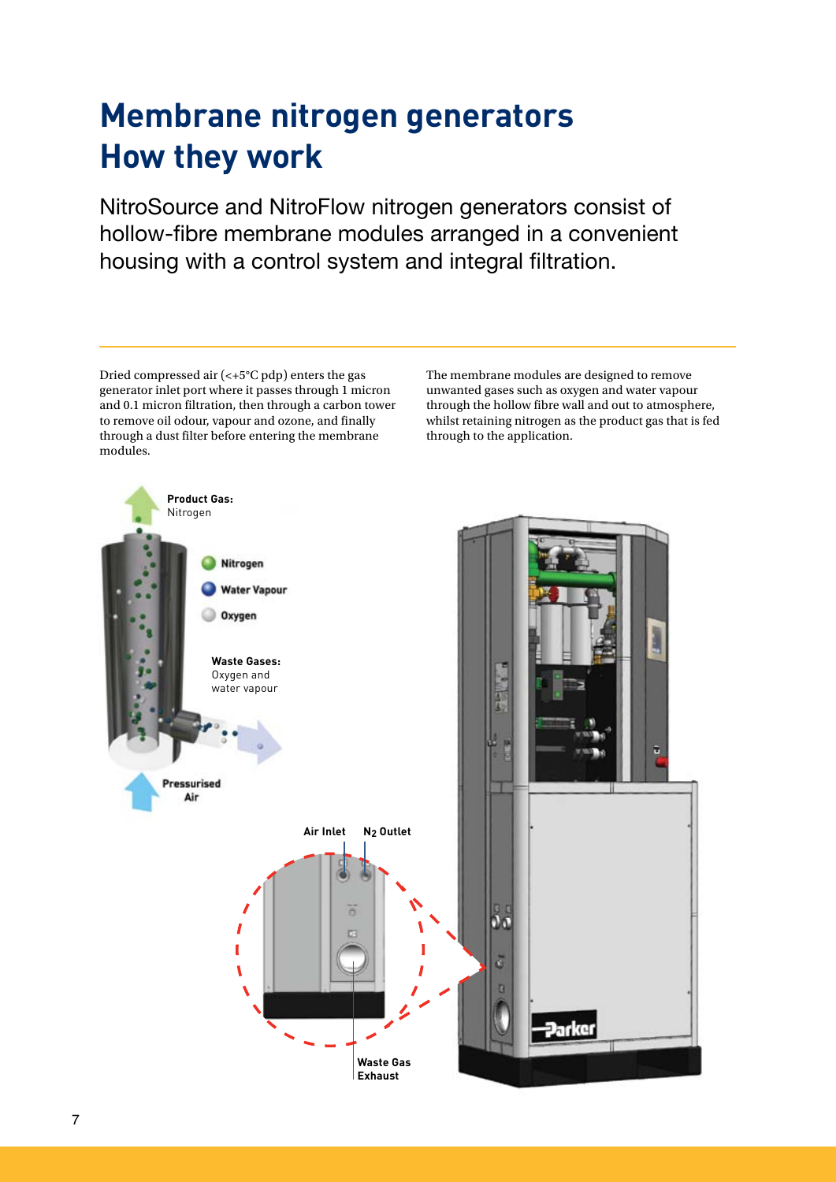# Membrane nitrogen generators
# How they work

NitroSource and NitroFlow nitrogen generators consist of hollow-fibre membrane modules arranged in a convenient housing with a control system and integral filtration.

Dried compressed air (<+5°C pdp) enters the gas generator inlet port where it passes through 1 micron and 0.1 micron filtration, then through a carbon tower to remove oil odour, vapour and ozone, and finally through a dust filter before entering the membrane modules.

The membrane modules are designed to remove unwanted gases such as oxygen and water vapour through the hollow fibre wall and out to atmosphere, whilst retaining nitrogen as the product gas that is fed through to the application.

**Product Gas:** Nitrogen

Nitrogen

Water Vapour

Oxygen

**Waste Gases:** Oxygen and water vapour

**Pressurised Air**

**Air Inlet**

**$N_2$ Outlet**

**Waste Gas Exhaust**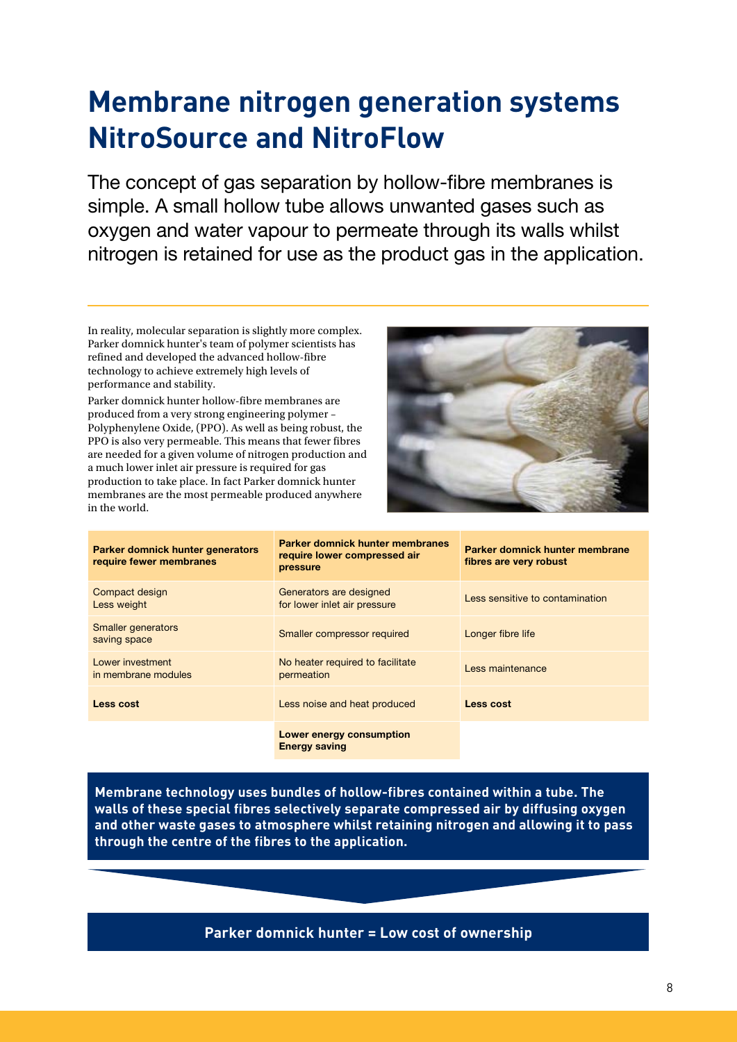# Membrane nitrogen generation systems NitroSource and NitroFlow

The concept of gas separation by hollow-fibre membranes is simple. A small hollow tube allows unwanted gases such as oxygen and water vapour to permeate through its walls whilst nitrogen is retained for use as the product gas in the application.

In reality, molecular separation is slightly more complex. Parker domnick hunter's team of polymer scientists has refined and developed the advanced hollow-fibre technology to achieve extremely high levels of performance and stability.

Parker domnick hunter hollow-fibre membranes are produced from a very strong engineering polymer – Polyphenylene Oxide, (PPO). As well as being robust, the PPO is also very permeable. This means that fewer fibres are needed for a given volume of nitrogen production and a much lower inlet air pressure is required for gas production to take place. In fact Parker domnick hunter membranes are the most permeable produced anywhere in the world.

| Parker domnick hunter generators require fewer membranes | Parker domnick hunter membranes require lower compressed air pressure | Parker domnick hunter membrane fibres are very robust |
|---|---|---|
| Compact design<br>Less weight | Generators are designed for lower inlet air pressure | Less sensitive to contamination |
| Smaller generators saving space | Smaller compressor required | Longer fibre life |
| Lower investment in membrane modules | No heater required to facilitate permeation | Less maintenance |
| **Less cost** | Less noise and heat produced | **Less cost** |
| | **Lower energy consumption**<br>**Energy saving** | |

**Membrane technology uses bundles of hollow-fibres contained within a tube. The walls of these special fibres selectively separate compressed air by diffusing oxygen and other waste gases to atmosphere whilst retaining nitrogen and allowing it to pass through the centre of the fibres to the application.**

**Parker domnick hunter = Low cost of ownership**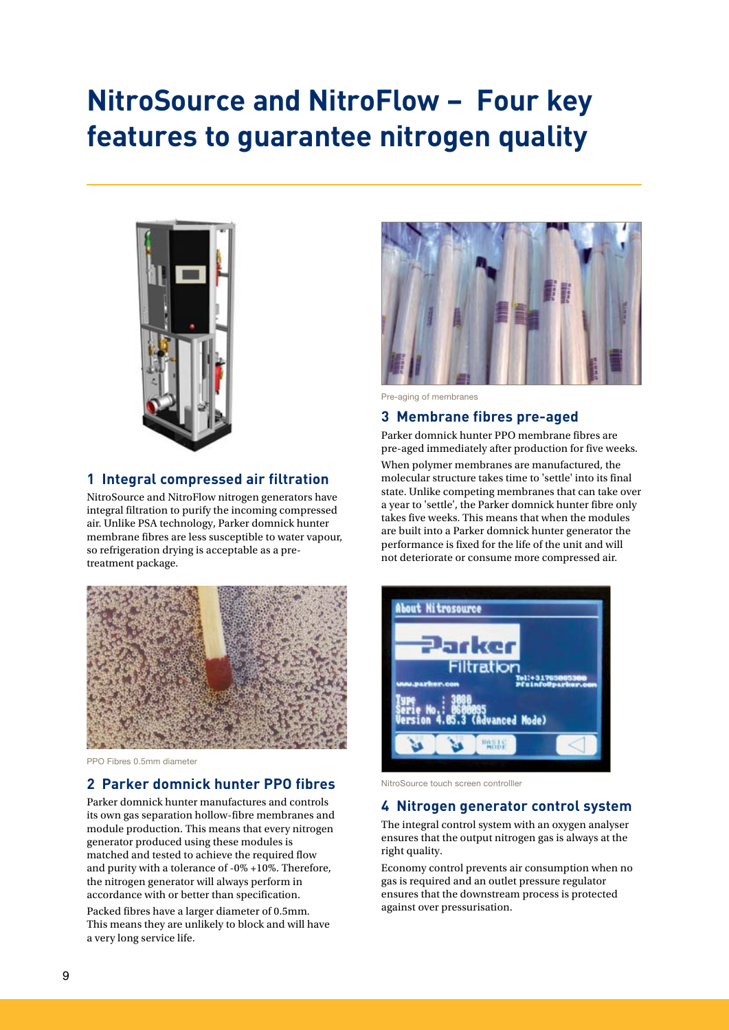# NitroSource and NitroFlow – Four key features to guarantee nitrogen quality

## 1 Integral compressed air filtration

NitroSource and NitroFlow nitrogen generators have integral filtration to purify the incoming compressed air. Unlike PSA technology, Parker domnick hunter membrane fibres are less susceptible to water vapour, so refrigeration drying is acceptable as a pre-treatment package.

PPO Fibres 0.5mm diameter

## 2 Parker domnick hunter PPO fibres

Parker domnick hunter manufactures and controls its own gas separation hollow-fibre membranes and module production. This means that every nitrogen generator produced using these modules is matched and tested to achieve the required flow and purity with a tolerance of -0% +10%. Therefore, the nitrogen generator will always perform in accordance with or better than specification.

Packed fibres have a larger diameter of 0.5mm. This means they are unlikely to block and will have a very long service life.

Pre-aging of membranes

## 3 Membrane fibres pre-aged

Parker domnick hunter PPO membrane fibres are pre-aged immediately after production for five weeks.

When polymer membranes are manufactured, the molecular structure takes time to 'settle' into its final state. Unlike competing membranes that can take over a year to 'settle', the Parker domnick hunter fibre only takes five weeks. This means that when the modules are built into a Parker domnick hunter generator the performance is fixed for the life of the unit and will not deteriorate or consume more compressed air.

NitroSource touch screen controlller

## 4 Nitrogen generator control system

The integral control system with an oxygen analyser ensures that the output nitrogen gas is always at the right quality.

Economy control prevents air consumption when no gas is required and an outlet pressure regulator ensures that the downstream process is protected against over pressurisation.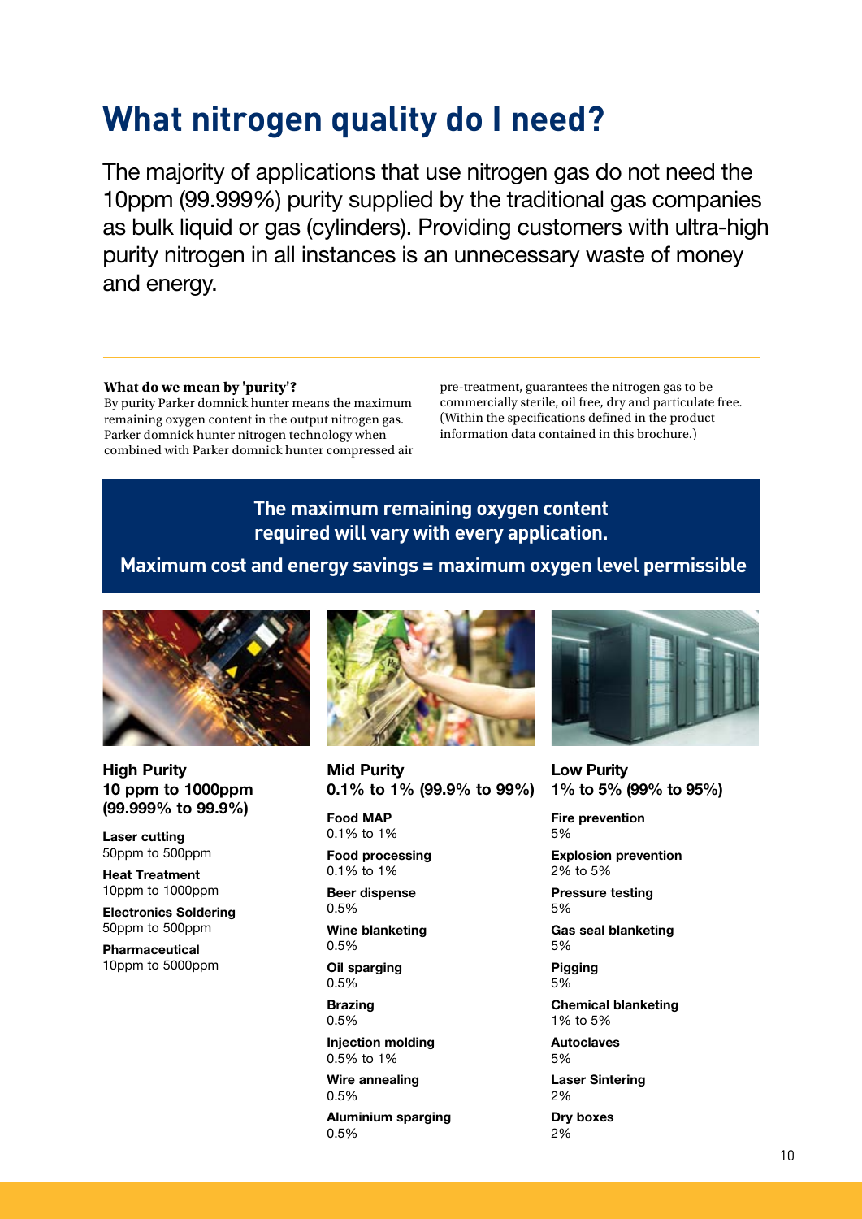# What nitrogen quality do I need?

The majority of applications that use nitrogen gas do not need the 10ppm (99.999%) purity supplied by the traditional gas companies as bulk liquid or gas (cylinders). Providing customers with ultra-high purity nitrogen in all instances is an unnecessary waste of money and energy.

**What do we mean by 'purity'?**

By purity Parker domnick hunter means the maximum remaining oxygen content in the output nitrogen gas. Parker domnick hunter nitrogen technology when combined with Parker domnick hunter compressed air pre-treatment, guarantees the nitrogen gas to be commercially sterile, oil free, dry and particulate free. (Within the specifications defined in the product information data contained in this brochure.)

**The maximum remaining oxygen content required will vary with every application.**

**Maximum cost and energy savings = maximum oxygen level permissible**

### High Purity 10 ppm to 1000ppm (99.999% to 99.9%)

**Laser cutting**
50ppm to 500ppm

**Heat Treatment**
10ppm to 1000ppm

**Electronics Soldering**
50ppm to 500ppm

**Pharmaceutical**
10ppm to 5000ppm

### Mid Purity 0.1% to 1% (99.9% to 99%)

**Food MAP**
0.1% to 1%

**Food processing**
0.1% to 1%

**Beer dispense**
0.5%

**Wine blanketing**
0.5%

**Oil sparging**
0.5%

**Brazing**
0.5%

**Injection molding**
0.5% to 1%

**Wire annealing**
0.5%

**Aluminium sparging**
0.5%

### Low Purity 1% to 5% (99% to 95%)

**Fire prevention**
5%

**Explosion prevention**
2% to 5%

**Pressure testing**
5%

**Gas seal blanketing**
5%

**Pigging**
5%

**Chemical blanketing**
1% to 5%

**Autoclaves**
5%

**Laser Sintering**
2%

**Dry boxes**
2%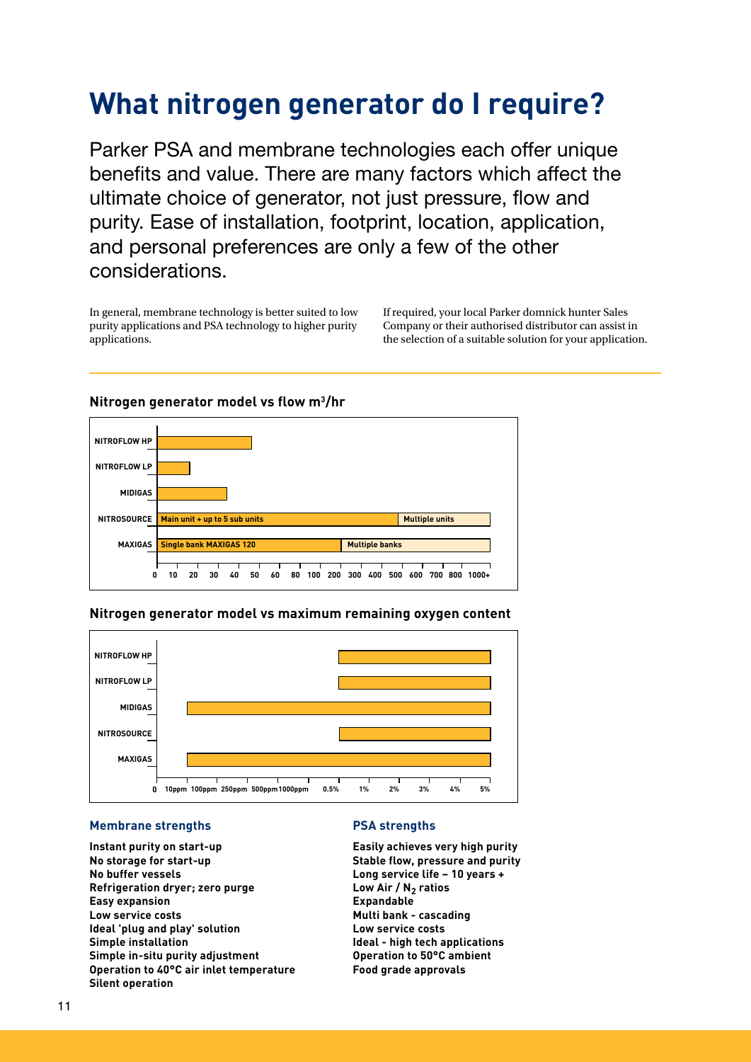# What nitrogen generator do I require?

Parker PSA and membrane technologies each offer unique benefits and value. There are many factors which affect the ultimate choice of generator, not just pressure, flow and purity. Ease of installation, footprint, location, application, and personal preferences are only a few of the other considerations.

In general, membrane technology is better suited to low purity applications and PSA technology to higher purity applications.

If required, your local Parker domnick hunter Sales Company or their authorised distributor can assist in the selection of a suitable solution for your application.

### Nitrogen generator model vs flow $m^3$/hr

NITROFLOW HP

NITROFLOW LP

MIDIGAS

NITROSOURCE — Main unit + up to 5 sub units — Multiple units

MAXIGAS — Single bank MAXIGAS 120 — Multiple banks

0 10 20 30 40 50 60 80 100 200 300 400 500 600 700 800 1000+

### Nitrogen generator model vs maximum remaining oxygen content

NITROFLOW HP

NITROFLOW LP

MIDIGAS

NITROSOURCE

MAXIGAS

0 10ppm 100ppm 250ppm 500ppm 1000ppm 0.5% 1% 2% 3% 4% 5%

### Membrane strengths

**Instant purity on start-up**
**No storage for start-up**
**No buffer vessels**
**Refrigeration dryer; zero purge**
**Easy expansion**
**Low service costs**
**Ideal 'plug and play' solution**
**Simple installation**
**Simple in-situ purity adjustment**
**Operation to 40°C air inlet temperature**
**Silent operation**

### PSA strengths

**Easily achieves very high purity**
**Stable flow, pressure and purity**
**Long service life – 10 years +**
**Low Air / $N_2$ ratios**
**Expandable**
**Multi bank - cascading**
**Low service costs**
**Ideal - high tech applications**
**Operation to 50°C ambient**
**Food grade approvals**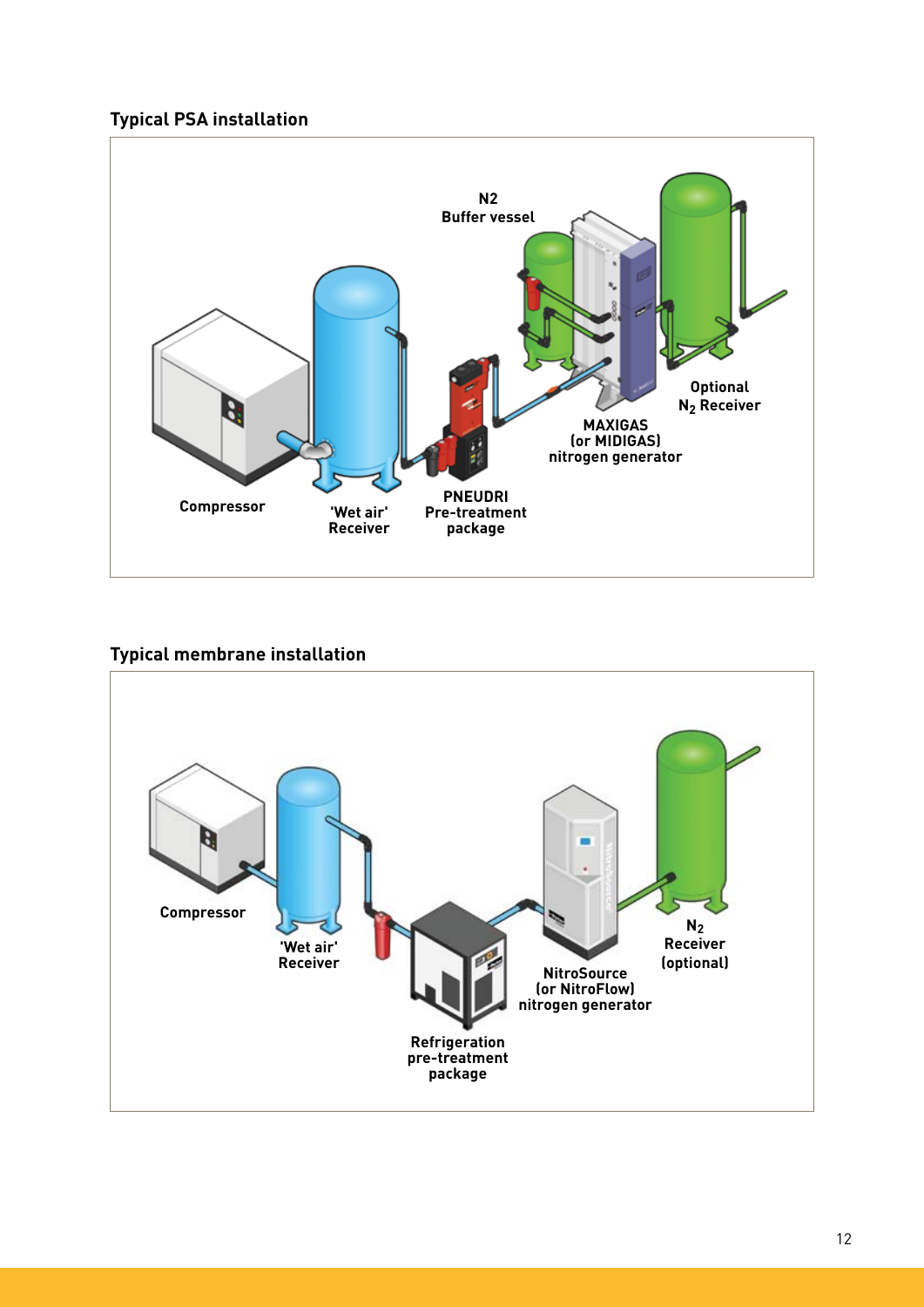## Typical PSA installation

N2
Buffer vessel

Optional
$N_2$ Receiver

MAXIGAS
(or MIDIGAS)
nitrogen generator

Compressor

'Wet air'
Receiver

PNEUDRI
Pre-treatment
package

## Typical membrane installation

Compressor

'Wet air'
Receiver

$N_2$
Receiver
(optional)

NitroSource
(or NitroFlow)
nitrogen generator

Refrigeration
pre-treatment
package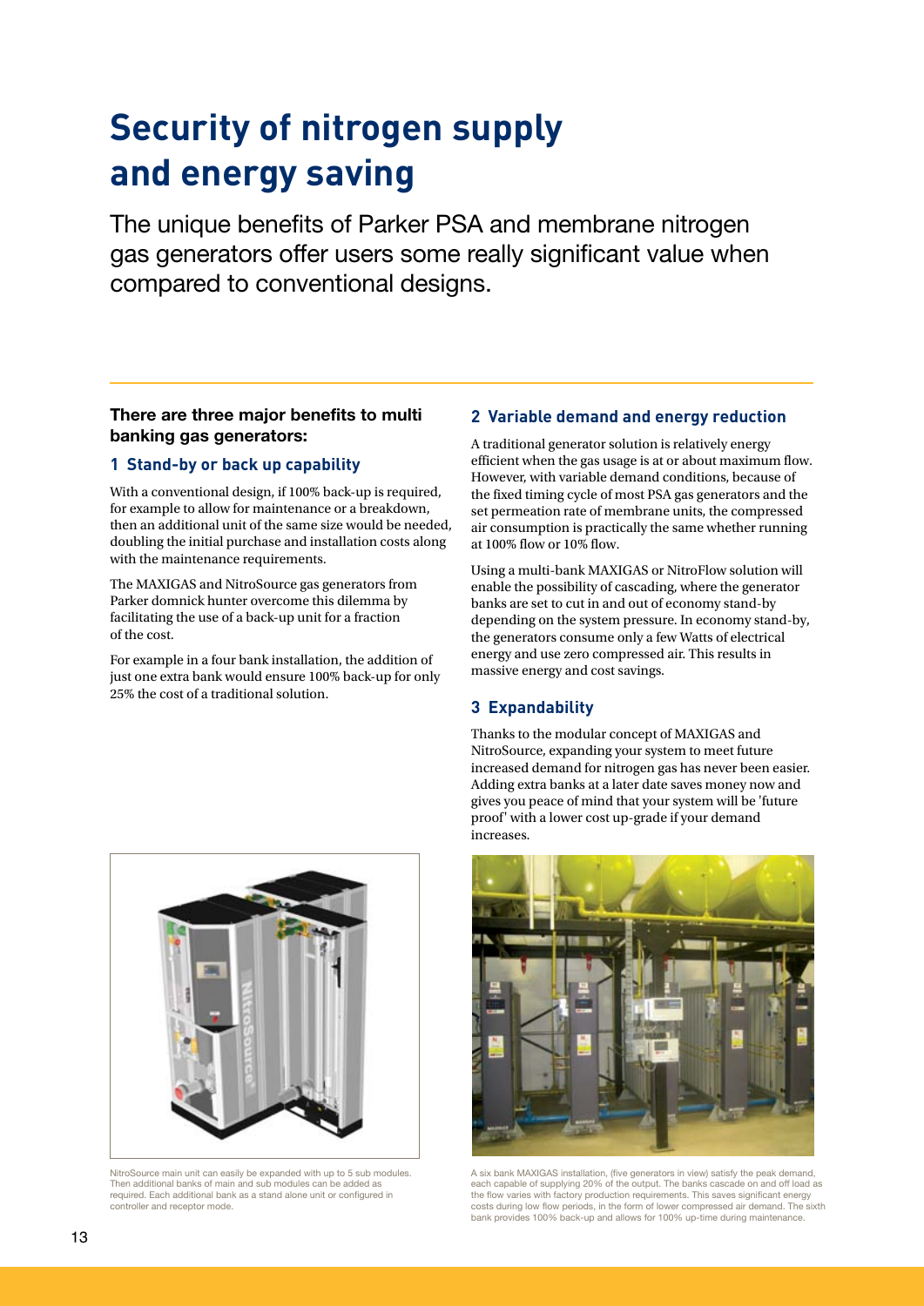# Security of nitrogen supply and energy saving

The unique benefits of Parker PSA and membrane nitrogen gas generators offer users some really significant value when compared to conventional designs.

**There are three major benefits to multi banking gas generators:**

### 1 Stand-by or back up capability

With a conventional design, if 100% back-up is required, for example to allow for maintenance or a breakdown, then an additional unit of the same size would be needed, doubling the initial purchase and installation costs along with the maintenance requirements.

The MAXIGAS and NitroSource gas generators from Parker domnick hunter overcome this dilemma by facilitating the use of a back-up unit for a fraction of the cost.

For example in a four bank installation, the addition of just one extra bank would ensure 100% back-up for only 25% the cost of a traditional solution.

### 2 Variable demand and energy reduction

A traditional generator solution is relatively energy efficient when the gas usage is at or about maximum flow. However, with variable demand conditions, because of the fixed timing cycle of most PSA gas generators and the set permeation rate of membrane units, the compressed air consumption is practically the same whether running at 100% flow or 10% flow.

Using a multi-bank MAXIGAS or NitroFlow solution will enable the possibility of cascading, where the generator banks are set to cut in and out of economy stand-by depending on the system pressure. In economy stand-by, the generators consume only a few Watts of electrical energy and use zero compressed air. This results in massive energy and cost savings.

### 3 Expandability

Thanks to the modular concept of MAXIGAS and NitroSource, expanding your system to meet future increased demand for nitrogen gas has never been easier. Adding extra banks at a later date saves money now and gives you peace of mind that your system will be 'future proof' with a lower cost up-grade if your demand increases.

NitroSource main unit can easily be expanded with up to 5 sub modules. Then additional banks of main and sub modules can be added as required. Each additional bank as a stand alone unit or configured in controller and receptor mode.

A six bank MAXIGAS installation, (five generators in view) satisfy the peak demand, each capable of supplying 20% of the output. The banks cascade on and off load as the flow varies with factory production requirements. This saves significant energy costs during low flow periods, in the form of lower compressed air demand. The sixth bank provides 100% back-up and allows for 100% up-time during maintenance.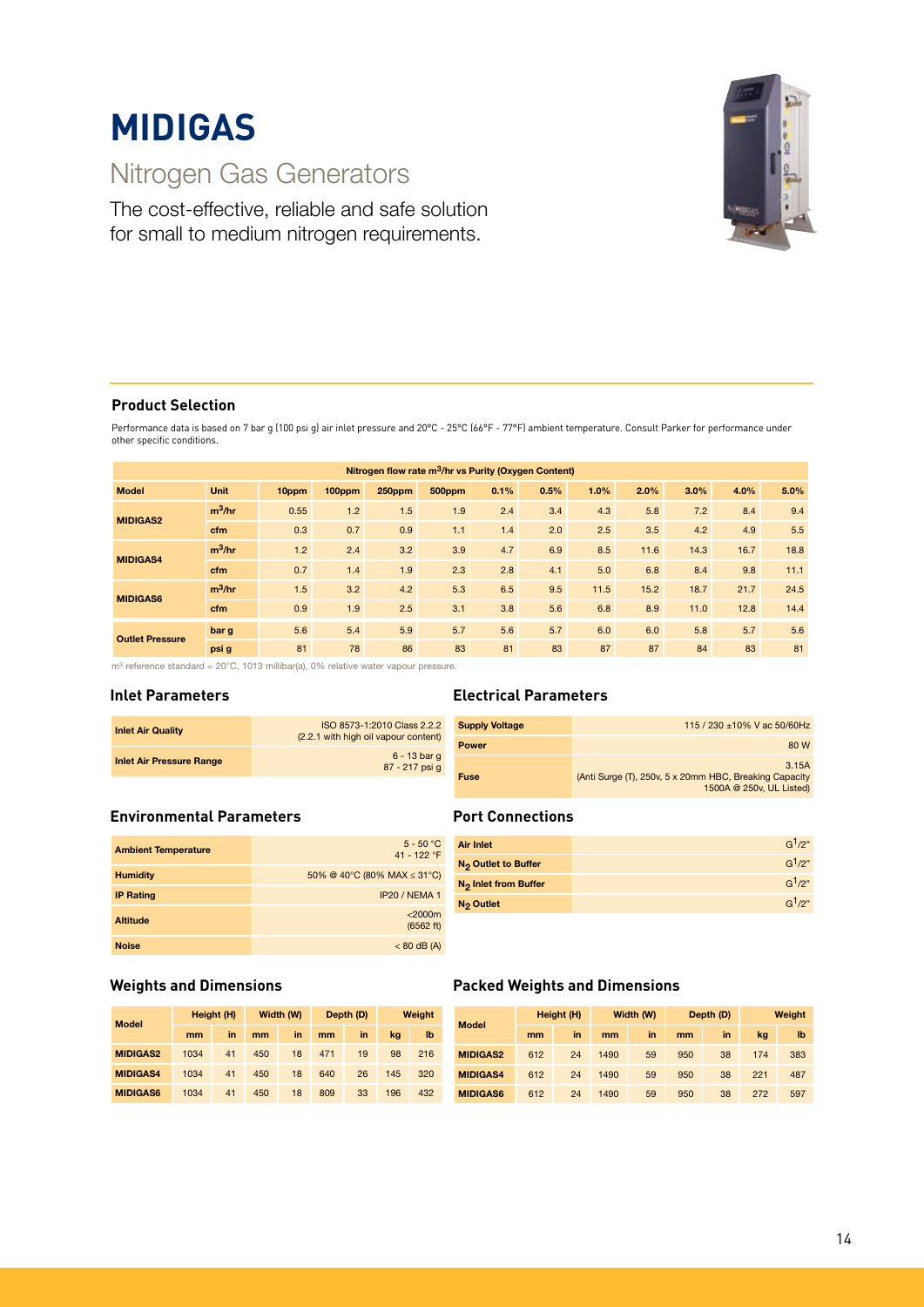# MIDIGAS

## Nitrogen Gas Generators

The cost-effective, reliable and safe solution for small to medium nitrogen requirements.

### Product Selection

Performance data is based on 7 bar g (100 psi g) air inlet pressure and 20°C - 25°C (66°F - 77°F) ambient temperature. Consult Parker for performance under other specific conditions.

| | | Nitrogen flow rate $m^3$/hr vs Purity (Oxygen Content) | | | | | | | | | | |
|---|---|---|---|---|---|---|---|---|---|---|---|---|
| **Model** | **Unit** | **10ppm** | **100ppm** | **250ppm** | **500ppm** | **0.1%** | **0.5%** | **1.0%** | **2.0%** | **3.0%** | **4.0%** | **5.0%** |
| **MIDIGAS2** | $m^3$/hr | 0.55 | 1.2 | 1.5 | 1.9 | 2.4 | 3.4 | 4.3 | 5.8 | 7.2 | 8.4 | 9.4 |
| | cfm | 0.3 | 0.7 | 0.9 | 1.1 | 1.4 | 2.0 | 2.5 | 3.5 | 4.2 | 4.9 | 5.5 |
| **MIDIGAS4** | $m^3$/hr | 1.2 | 2.4 | 3.2 | 3.9 | 4.7 | 6.9 | 8.5 | 11.6 | 14.3 | 16.7 | 18.8 |
| | cfm | 0.7 | 1.4 | 1.9 | 2.3 | 2.8 | 4.1 | 5.0 | 6.8 | 8.4 | 9.8 | 11.1 |
| **MIDIGAS6** | $m^3$/hr | 1.5 | 3.2 | 4.2 | 5.3 | 6.5 | 9.5 | 11.5 | 15.2 | 18.7 | 21.7 | 24.5 |
| | cfm | 0.9 | 1.9 | 2.5 | 3.1 | 3.8 | 5.6 | 6.8 | 8.9 | 11.0 | 12.8 | 14.4 |
| **Outlet Pressure** | bar g | 5.6 | 5.4 | 5.9 | 5.7 | 5.6 | 5.7 | 6.0 | 6.0 | 5.8 | 5.7 | 5.6 |
| | psi g | 81 | 78 | 86 | 83 | 81 | 83 | 87 | 87 | 84 | 83 | 81 |

$m^3$ reference standard = 20°C, 1013 millibar(a), 0% relative water vapour pressure.

### Inlet Parameters

| | |
|---|---|
| **Inlet Air Quality** | ISO 8573-1:2010 Class 2.2.2 (2.2.1 with high oil vapour content) |
| **Inlet Air Pressure Range** | 6 - 13 bar g<br>87 - 217 psi g |

### Electrical Parameters

| | |
|---|---|
| **Supply Voltage** | 115 / 230 ±10% V ac 50/60Hz |
| **Power** | 80 W |
| **Fuse** | 3.15A<br>(Anti Surge (T), 250v, 5 x 20mm HBC, Breaking Capacity 1500A @ 250v, UL Listed) |

### Environmental Parameters

| | |
|---|---|
| **Ambient Temperature** | 5 - 50 °C<br>41 - 122 °F |
| **Humidity** | 50% @ 40°C (80% MAX ≤ 31°C) |
| **IP Rating** | IP20 / NEMA 1 |
| **Altitude** | <2000m<br>(6562 ft) |
| **Noise** | < 80 dB (A) |

### Port Connections

| | |
|---|---|
| **Air Inlet** | G1/2" |
| **$N_2$ Outlet to Buffer** | G1/2" |
| **$N_2$ Inlet from Buffer** | G1/2" |
| **$N_2$ Outlet** | G1/2" |

### Weights and Dimensions

| Model | Height (H) | | Width (W) | | Depth (D) | | Weight | |
|---|---|---|---|---|---|---|---|---|
| | mm | in | mm | in | mm | in | kg | lb |
| **MIDIGAS2** | 1034 | 41 | 450 | 18 | 471 | 19 | 98 | 216 |
| **MIDIGAS4** | 1034 | 41 | 450 | 18 | 640 | 26 | 145 | 320 |
| **MIDIGAS6** | 1034 | 41 | 450 | 18 | 809 | 33 | 196 | 432 |

### Packed Weights and Dimensions

| Model | Height (H) | | Width (W) | | Depth (D) | | Weight | |
|---|---|---|---|---|---|---|---|---|
| | mm | in | mm | in | mm | in | kg | lb |
| **MIDIGAS2** | 612 | 24 | 1490 | 59 | 950 | 38 | 174 | 383 |
| **MIDIGAS4** | 612 | 24 | 1490 | 59 | 950 | 38 | 221 | 487 |
| **MIDIGAS6** | 612 | 24 | 1490 | 59 | 950 | 38 | 272 | 597 |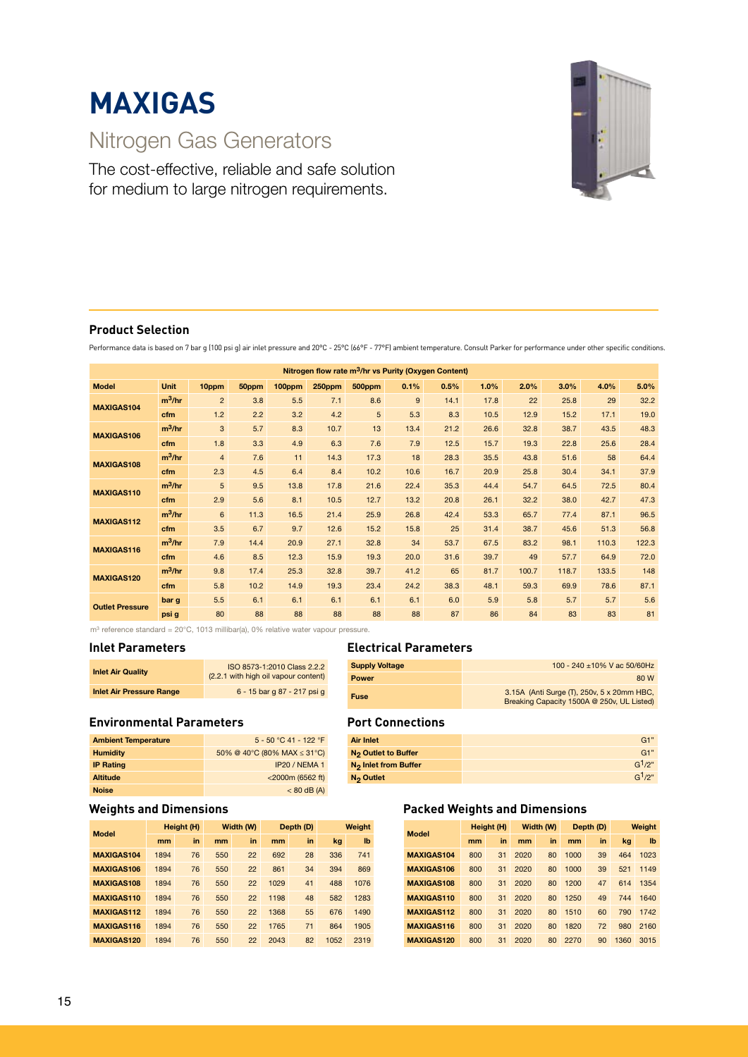# MAXIGAS

## Nitrogen Gas Generators

The cost-effective, reliable and safe solution for medium to large nitrogen requirements.

### Product Selection

Performance data is based on 7 bar g (100 psi g) air inlet pressure and 20°C - 25°C (66°F - 77°F) ambient temperature. Consult Parker for performance under other specific conditions.

| Model | Unit | Nitrogen flow rate $m^3$/hr vs Purity (Oxygen Content) | | | | | | | | | | | |
|---|---|---|---|---|---|---|---|---|---|---|---|---|---|
| | | 10ppm | 50ppm | 100ppm | 250ppm | 500ppm | 0.1% | 0.5% | 1.0% | 2.0% | 3.0% | 4.0% | 5.0% |
| MAXIGAS104 | $m^3$/hr | 2 | 3.8 | 5.5 | 7.1 | 8.6 | 9 | 14.1 | 17.8 | 22 | 25.8 | 29 | 32.2 |
| | cfm | 1.2 | 2.2 | 3.2 | 4.2 | 5 | 5.3 | 8.3 | 10.5 | 12.9 | 15.2 | 17.1 | 19.0 |
| MAXIGAS106 | $m^3$/hr | 3 | 5.7 | 8.3 | 10.7 | 13 | 13.4 | 21.2 | 26.6 | 32.8 | 38.7 | 43.5 | 48.3 |
| | cfm | 1.8 | 3.3 | 4.9 | 6.3 | 7.6 | 7.9 | 12.5 | 15.7 | 19.3 | 22.8 | 25.6 | 28.4 |
| MAXIGAS108 | $m^3$/hr | 4 | 7.6 | 11 | 14.3 | 17.3 | 18 | 28.3 | 35.5 | 43.8 | 51.6 | 58 | 64.4 |
| | cfm | 2.3 | 4.5 | 6.4 | 8.4 | 10.2 | 10.6 | 16.7 | 20.9 | 25.8 | 30.4 | 34.1 | 37.9 |
| MAXIGAS110 | $m^3$/hr | 5 | 9.5 | 13.8 | 17.8 | 21.6 | 22.4 | 35.3 | 44.4 | 54.7 | 64.5 | 72.5 | 80.4 |
| | cfm | 2.9 | 5.6 | 8.1 | 10.5 | 12.7 | 13.2 | 20.8 | 26.1 | 32.2 | 38.0 | 42.7 | 47.3 |
| MAXIGAS112 | $m^3$/hr | 6 | 11.3 | 16.5 | 21.4 | 25.9 | 26.8 | 42.4 | 53.3 | 65.7 | 77.4 | 87.1 | 96.5 |
| | cfm | 3.5 | 6.7 | 9.7 | 12.6 | 15.2 | 15.8 | 25 | 31.4 | 38.7 | 45.6 | 51.3 | 56.8 |
| MAXIGAS116 | $m^3$/hr | 7.9 | 14.4 | 20.9 | 27.1 | 32.8 | 34 | 53.7 | 67.5 | 83.2 | 98.1 | 110.3 | 122.3 |
| | cfm | 4.6 | 8.5 | 12.3 | 15.9 | 19.3 | 20.0 | 31.6 | 39.7 | 49 | 57.7 | 64.9 | 72.0 |
| MAXIGAS120 | $m^3$/hr | 9.8 | 17.4 | 25.3 | 32.8 | 39.7 | 41.2 | 65 | 81.7 | 100.7 | 118.7 | 133.5 | 148 |
| | cfm | 5.8 | 10.2 | 14.9 | 19.3 | 23.4 | 24.2 | 38.3 | 48.1 | 59.3 | 69.9 | 78.6 | 87.1 |
| Outlet Pressure | bar g | 5.5 | 6.1 | 6.1 | 6.1 | 6.1 | 6.1 | 6.0 | 5.9 | 5.8 | 5.7 | 5.7 | 5.6 |
| | psi g | 80 | 88 | 88 | 88 | 88 | 88 | 87 | 86 | 84 | 83 | 83 | 81 |

$m^3$ reference standard = 20°C, 1013 millibar(a), 0% relative water vapour pressure.

### Inlet Parameters

| | |
|---|---|
| Inlet Air Quality | ISO 8573-1:2010 Class 2.2.2 (2.2.1 with high oil vapour content) |
| Inlet Air Pressure Range | 6 - 15 bar g 87 - 217 psi g |

### Environmental Parameters

| | |
|---|---|
| Ambient Temperature | 5 - 50 °C 41 - 122 °F |
| Humidity | 50% @ 40°C (80% MAX ≤ 31°C) |
| IP Rating | IP20 / NEMA 1 |
| Altitude | <2000m (6562 ft) |
| Noise | < 80 dB (A) |

### Electrical Parameters

| | |
|---|---|
| Supply Voltage | 100 - 240 ±10% V ac 50/60Hz |
| Power | 80 W |
| Fuse | 3.15A (Anti Surge (T), 250v, 5 x 20mm HBC, Breaking Capacity 1500A @ 250v, UL Listed) |

### Port Connections

| | |
|---|---|
| Air Inlet | G1" |
| $N_2$ Outlet to Buffer | G1" |
| $N_2$ Inlet from Buffer | G1/2" |
| $N_2$ Outlet | G1/2" |

### Weights and Dimensions

| Model | Height (H) | | Width (W) | | Depth (D) | | Weight | |
|---|---|---|---|---|---|---|---|---|
| | mm | in | mm | in | mm | in | kg | lb |
| MAXIGAS104 | 1894 | 76 | 550 | 22 | 692 | 28 | 336 | 741 |
| MAXIGAS106 | 1894 | 76 | 550 | 22 | 861 | 34 | 394 | 869 |
| MAXIGAS108 | 1894 | 76 | 550 | 22 | 1029 | 41 | 488 | 1076 |
| MAXIGAS110 | 1894 | 76 | 550 | 22 | 1198 | 48 | 582 | 1283 |
| MAXIGAS112 | 1894 | 76 | 550 | 22 | 1368 | 55 | 676 | 1490 |
| MAXIGAS116 | 1894 | 76 | 550 | 22 | 1765 | 71 | 864 | 1905 |
| MAXIGAS120 | 1894 | 76 | 550 | 22 | 2043 | 82 | 1052 | 2319 |

### Packed Weights and Dimensions

| Model | Height (H) | | Width (W) | | Depth (D) | | Weight | |
|---|---|---|---|---|---|---|---|---|
| | mm | in | mm | in | mm | in | kg | lb |
| MAXIGAS104 | 800 | 31 | 2020 | 80 | 1000 | 39 | 464 | 1023 |
| MAXIGAS106 | 800 | 31 | 2020 | 80 | 1000 | 39 | 521 | 1149 |
| MAXIGAS108 | 800 | 31 | 2020 | 80 | 1200 | 47 | 614 | 1354 |
| MAXIGAS110 | 800 | 31 | 2020 | 80 | 1250 | 49 | 744 | 1640 |
| MAXIGAS112 | 800 | 31 | 2020 | 80 | 1510 | 60 | 790 | 1742 |
| MAXIGAS116 | 800 | 31 | 2020 | 80 | 1820 | 72 | 980 | 2160 |
| MAXIGAS120 | 800 | 31 | 2020 | 80 | 2270 | 90 | 1360 | 3015 |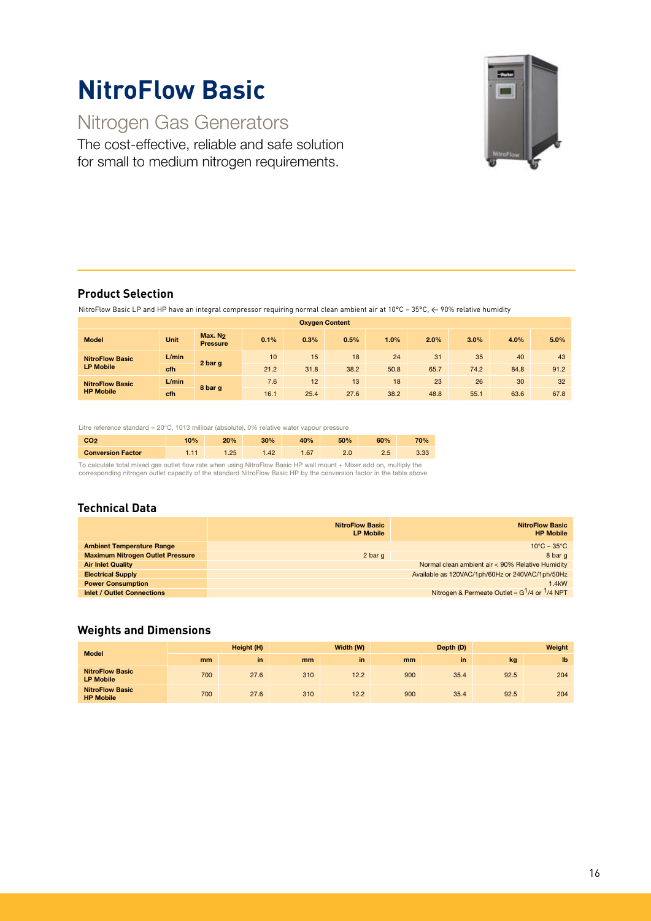# NitroFlow Basic

## Nitrogen Gas Generators

The cost-effective, reliable and safe solution for small to medium nitrogen requirements.

### Product Selection

NitroFlow Basic LP and HP have an integral compressor requiring normal clean ambient air at 10°C – 35°C, ← 90% relative humidity

| Model | Unit | Max. $N_2$ Pressure | Oxygen Content | | | | | | | |
|---|---|---|---|---|---|---|---|---|---|---|
| | | | 0.1% | 0.3% | 0.5% | 1.0% | 2.0% | 3.0% | 4.0% | 5.0% |
| NitroFlow Basic LP Mobile | L/min | 2 bar g | 10 | 15 | 18 | 24 | 31 | 35 | 40 | 43 |
| | cfh | | 21.2 | 31.8 | 38.2 | 50.8 | 65.7 | 74.2 | 84.8 | 91.2 |
| NitroFlow Basic HP Mobile | L/min | 8 bar g | 7.6 | 12 | 13 | 18 | 23 | 26 | 30 | 32 |
| | cfh | | 16.1 | 25.4 | 27.6 | 38.2 | 48.8 | 55.1 | 63.6 | 67.8 |

Litre reference standard = 20°C, 1013 millibar (absolute), 0% relative water vapour pressure

| $CO_2$ | 10% | 20% | 30% | 40% | 50% | 60% | 70% |
|---|---|---|---|---|---|---|---|
| Conversion Factor | 1.11 | 1.25 | 1.42 | 1.67 | 2.0 | 2.5 | 3.33 |

To calculate total mixed gas outlet flow rate when using NitroFlow Basic HP wall mount + Mixer add on, multiply the corresponding nitrogen outlet capacity of the standard NitroFlow Basic HP by the conversion factor in the table above.

### Technical Data

| | NitroFlow Basic LP Mobile | NitroFlow Basic HP Mobile |
|---|---|---|
| Ambient Temperature Range | | 10°C – 35°C |
| Maximum Nitrogen Outlet Pressure | 2 bar g | 8 bar g |
| Air Inlet Quality | | Normal clean ambient air < 90% Relative Humidity |
| Electrical Supply | | Available as 120VAC/1ph/60Hz or 240VAC/1ph/50Hz |
| Power Consumption | | 1.4kW |
| Inlet / Outlet Connections | | Nitrogen & Permeate Outlet – G1/4 or 1/4 NPT |

### Weights and Dimensions

| Model | Height (H) | | Width (W) | | Depth (D) | | Weight | |
|---|---|---|---|---|---|---|---|---|
| | mm | in | mm | in | mm | in | kg | lb |
| NitroFlow Basic LP Mobile | 700 | 27.6 | 310 | 12.2 | 900 | 35.4 | 92.5 | 204 |
| NitroFlow Basic HP Mobile | 700 | 27.6 | 310 | 12.2 | 900 | 35.4 | 92.5 | 204 |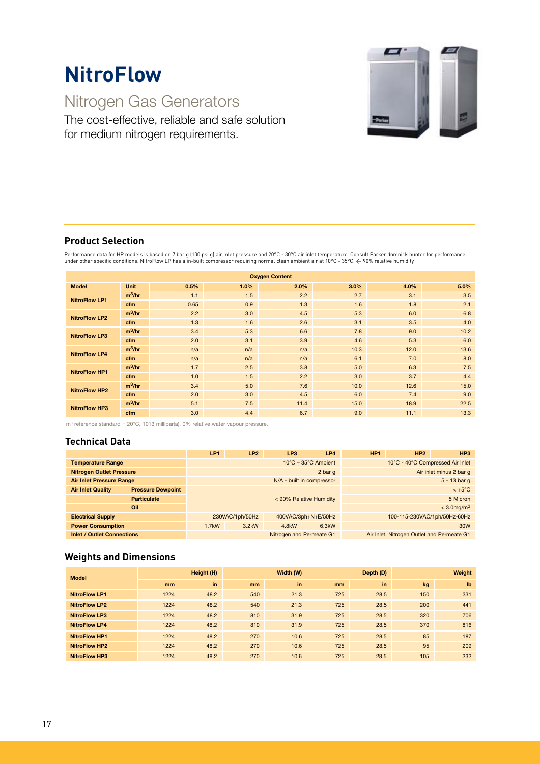# NitroFlow

## Nitrogen Gas Generators

The cost-effective, reliable and safe solution for medium nitrogen requirements.

### Product Selection

Performance data for HP models is based on 7 bar g (100 psi g) air inlet pressure and 20°C - 30°C air inlet temperature. Consult Parker domnick hunter for performance under other specific conditions. NitroFlow LP has a in-built compressor requiring normal clean ambient air at 10°C - 35°C, ← 90% relative humidity

| | | Oxygen Content | | | | | |
|---|---|---|---|---|---|---|---|
| **Model** | **Unit** | **0.5%** | **1.0%** | **2.0%** | **3.0%** | **4.0%** | **5.0%** |
| NitroFlow LP1 | $m^3/hr$ | 1.1 | 1.5 | 2.2 | 2.7 | 3.1 | 3.5 |
| | cfm | 0.65 | 0.9 | 1.3 | 1.6 | 1.8 | 2.1 |
| NitroFlow LP2 | $m^3/hr$ | 2.2 | 3.0 | 4.5 | 5.3 | 6.0 | 6.8 |
| | cfm | 1.3 | 1.6 | 2.6 | 3.1 | 3.5 | 4.0 |
| NitroFlow LP3 | $m^3/hr$ | 3.4 | 5.3 | 6.6 | 7.8 | 9.0 | 10.2 |
| | cfm | 2.0 | 3.1 | 3.9 | 4.6 | 5.3 | 6.0 |
| NitroFlow LP4 | $m^3/hr$ | n/a | n/a | n/a | 10.3 | 12.0 | 13.6 |
| | cfm | n/a | n/a | n/a | 6.1 | 7.0 | 8.0 |
| NitroFlow HP1 | $m^3/hr$ | 1.7 | 2.5 | 3.8 | 5.0 | 6.3 | 7.5 |
| | cfm | 1.0 | 1.5 | 2.2 | 3.0 | 3.7 | 4.4 |
| NitroFlow HP2 | $m^3/hr$ | 3.4 | 5.0 | 7.6 | 10.0 | 12.6 | 15.0 |
| | cfm | 2.0 | 3.0 | 4.5 | 6.0 | 7.4 | 9.0 |
| NitroFlow HP3 | $m^3/hr$ | 5.1 | 7.5 | 11.4 | 15.0 | 18.9 | 22.5 |
| | cfm | 3.0 | 4.4 | 6.7 | 9.0 | 11.1 | 13.3 |

$m^3$ reference standard = 20°C, 1013 millibar(a), 0% relative water vapour pressure.

### Technical Data

| | | LP1 | LP2 | LP3 | LP4 | HP1 | HP2 | HP3 |
|---|---|---|---|---|---|---|---|---|
| **Temperature Range** | | 10°C – 35°C Ambient | | | | 10°C - 40°C Compressed Air Inlet | | |
| **Nitrogen Outlet Pressure** | | 2 bar g | | | | Air inlet minus 2 bar g | | |
| **Air Inlet Pressure Range** | | N/A - built in compressor | | | | 5 - 13 bar g | | |
| **Air Inlet Quality** | **Pressure Dewpoint** | < 90% Relative Humidity | | | | < +5°C | | |
| | **Particulate** | | | | | 5 Micron | | |
| | **Oil** | | | | | < $3.0mg/m^3$ | | |
| **Electrical Supply** | | 230VAC/1ph/50Hz | | 400VAC/3ph+N+E/50Hz | | 100-115-230VAC/1ph/50Hz-60Hz | | |
| **Power Consumption** | | 1.7kW | 3.2kW | 4.8kW | 6.3kW | 30W | | |
| **Inlet / Outlet Connections** | | Nitrogen and Permeate G1 | | | | Air Inlet, Nitrogen Outlet and Permeate G1 | | |

### Weights and Dimensions

| Model | Height (H) | | Width (W) | | Depth (D) | | Weight | |
|---|---|---|---|---|---|---|---|---|
| | mm | in | mm | in | mm | in | kg | lb |
| NitroFlow LP1 | 1224 | 48.2 | 540 | 21.3 | 725 | 28.5 | 150 | 331 |
| NitroFlow LP2 | 1224 | 48.2 | 540 | 21.3 | 725 | 28.5 | 200 | 441 |
| NitroFlow LP3 | 1224 | 48.2 | 810 | 31.9 | 725 | 28.5 | 320 | 706 |
| NitroFlow LP4 | 1224 | 48.2 | 810 | 31.9 | 725 | 28.5 | 370 | 816 |
| NitroFlow HP1 | 1224 | 48.2 | 270 | 10.6 | 725 | 28.5 | 85 | 187 |
| NitroFlow HP2 | 1224 | 48.2 | 270 | 10.6 | 725 | 28.5 | 95 | 209 |
| NitroFlow HP3 | 1224 | 48.2 | 270 | 10.6 | 725 | 28.5 | 105 | 232 |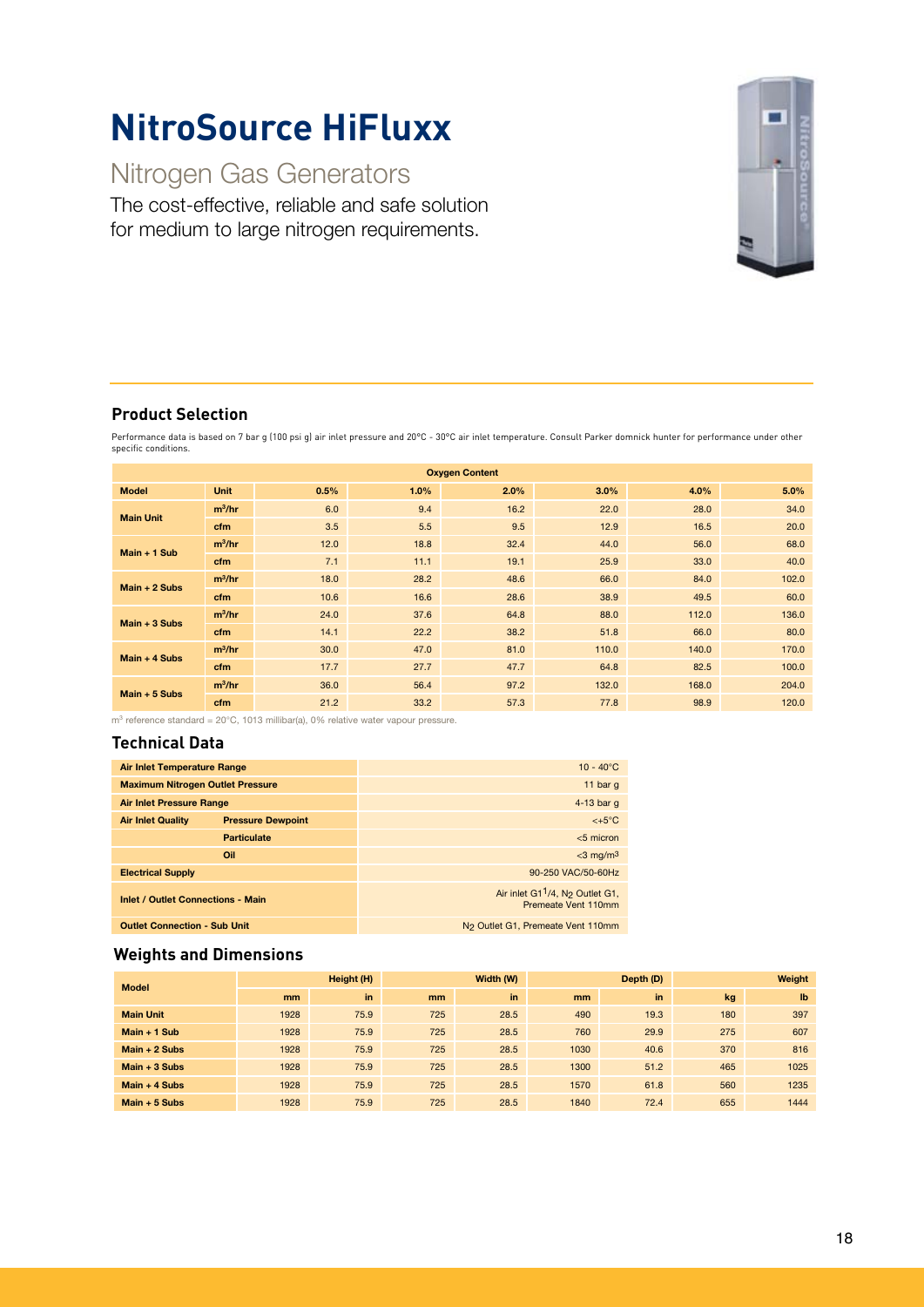# NitroSource HiFluxx

## Nitrogen Gas Generators

The cost-effective, reliable and safe solution for medium to large nitrogen requirements.

### Product Selection

Performance data is based on 7 bar g (100 psi g) air inlet pressure and 20°C - 30°C air inlet temperature. Consult Parker domnick hunter for performance under other specific conditions.

| Model | Unit | Oxygen Content | | | | | |
|---|---|---|---|---|---|---|---|
| | | 0.5% | 1.0% | 2.0% | 3.0% | 4.0% | 5.0% |
| Main Unit | $m^3/hr$ | 6.0 | 9.4 | 16.2 | 22.0 | 28.0 | 34.0 |
| | cfm | 3.5 | 5.5 | 9.5 | 12.9 | 16.5 | 20.0 |
| Main + 1 Sub | $m^3/hr$ | 12.0 | 18.8 | 32.4 | 44.0 | 56.0 | 68.0 |
| | cfm | 7.1 | 11.1 | 19.1 | 25.9 | 33.0 | 40.0 |
| Main + 2 Subs | $m^3/hr$ | 18.0 | 28.2 | 48.6 | 66.0 | 84.0 | 102.0 |
| | cfm | 10.6 | 16.6 | 28.6 | 38.9 | 49.5 | 60.0 |
| Main + 3 Subs | $m^3/hr$ | 24.0 | 37.6 | 64.8 | 88.0 | 112.0 | 136.0 |
| | cfm | 14.1 | 22.2 | 38.2 | 51.8 | 66.0 | 80.0 |
| Main + 4 Subs | $m^3/hr$ | 30.0 | 47.0 | 81.0 | 110.0 | 140.0 | 170.0 |
| | cfm | 17.7 | 27.7 | 47.7 | 64.8 | 82.5 | 100.0 |
| Main + 5 Subs | $m^3/hr$ | 36.0 | 56.4 | 97.2 | 132.0 | 168.0 | 204.0 |
| | cfm | 21.2 | 33.2 | 57.3 | 77.8 | 98.9 | 120.0 |

$m^3$ reference standard = 20°C, 1013 millibar(a), 0% relative water vapour pressure.

### Technical Data

| | | |
|---|---|---|
| Air Inlet Temperature Range | | 10 - 40°C |
| Maximum Nitrogen Outlet Pressure | | 11 bar g |
| Air Inlet Pressure Range | | 4-13 bar g |
| Air Inlet Quality | Pressure Dewpoint | <+5°C |
| | Particulate | <5 micron |
| | Oil | <3 $mg/m^3$ |
| Electrical Supply | | 90-250 VAC/50-60Hz |
| Inlet / Outlet Connections - Main | | Air inlet G1 1/4, $N_2$ Outlet G1, Premeate Vent 110mm |
| Outlet Connection - Sub Unit | | $N_2$ Outlet G1, Premeate Vent 110mm |

### Weights and Dimensions

| Model | Height (H) | | Width (W) | | Depth (D) | | Weight | |
|---|---|---|---|---|---|---|---|---|
| | mm | in | mm | in | mm | in | kg | lb |
| Main Unit | 1928 | 75.9 | 725 | 28.5 | 490 | 19.3 | 180 | 397 |
| Main + 1 Sub | 1928 | 75.9 | 725 | 28.5 | 760 | 29.9 | 275 | 607 |
| Main + 2 Subs | 1928 | 75.9 | 725 | 28.5 | 1030 | 40.6 | 370 | 816 |
| Main + 3 Subs | 1928 | 75.9 | 725 | 28.5 | 1300 | 51.2 | 465 | 1025 |
| Main + 4 Subs | 1928 | 75.9 | 725 | 28.5 | 1570 | 61.8 | 560 | 1235 |
| Main + 5 Subs | 1928 | 75.9 | 725 | 28.5 | 1840 | 72.4 | 655 | 1444 |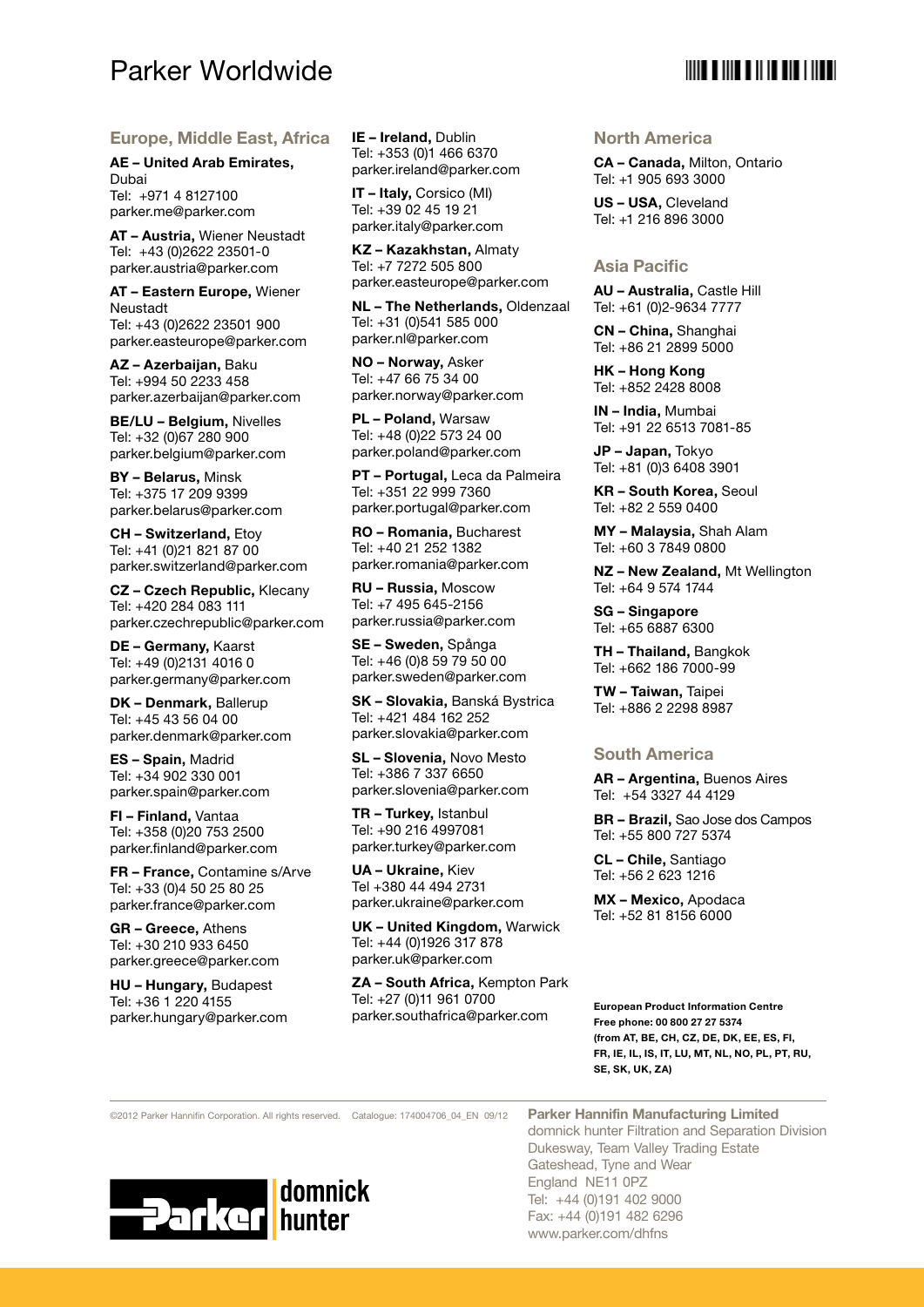# Parker Worldwide

## Europe, Middle East, Africa

**AE – United Arab Emirates,** Dubai
Tel: +971 4 8127100
parker.me@parker.com

**AT – Austria,** Wiener Neustadt
Tel: +43 (0)2622 23501-0
parker.austria@parker.com

**AT – Eastern Europe,** Wiener Neustadt
Tel: +43 (0)2622 23501 900
parker.easteurope@parker.com

**AZ – Azerbaijan,** Baku
Tel: +994 50 2233 458
parker.azerbaijan@parker.com

**BE/LU – Belgium,** Nivelles
Tel: +32 (0)67 280 900
parker.belgium@parker.com

**BY – Belarus,** Minsk
Tel: +375 17 209 9399
parker.belarus@parker.com

**CH – Switzerland,** Etoy
Tel: +41 (0)21 821 87 00
parker.switzerland@parker.com

**CZ – Czech Republic,** Klecany
Tel: +420 284 083 111
parker.czechrepublic@parker.com

**DE – Germany,** Kaarst
Tel: +49 (0)2131 4016 0
parker.germany@parker.com

**DK – Denmark,** Ballerup
Tel: +45 43 56 04 00
parker.denmark@parker.com

**ES – Spain,** Madrid
Tel: +34 902 330 001
parker.spain@parker.com

**FI – Finland,** Vantaa
Tel: +358 (0)20 753 2500
parker.finland@parker.com

**FR – France,** Contamine s/Arve
Tel: +33 (0)4 50 25 80 25
parker.france@parker.com

**GR – Greece,** Athens
Tel: +30 210 933 6450
parker.greece@parker.com

**HU – Hungary,** Budapest
Tel: +36 1 220 4155
parker.hungary@parker.com

**IE – Ireland,** Dublin
Tel: +353 (0)1 466 6370
parker.ireland@parker.com

**IT – Italy,** Corsico (MI)
Tel: +39 02 45 19 21
parker.italy@parker.com

**KZ – Kazakhstan,** Almaty
Tel: +7 7272 505 800
parker.easteurope@parker.com

**NL – The Netherlands,** Oldenzaal
Tel: +31 (0)541 585 000
parker.nl@parker.com

**NO – Norway,** Asker
Tel: +47 66 75 34 00
parker.norway@parker.com

**PL – Poland,** Warsaw
Tel: +48 (0)22 573 24 00
parker.poland@parker.com

**PT – Portugal,** Leca da Palmeira
Tel: +351 22 999 7360
parker.portugal@parker.com

**RO – Romania,** Bucharest
Tel: +40 21 252 1382
parker.romania@parker.com

**RU – Russia,** Moscow
Tel: +7 495 645-2156
parker.russia@parker.com

**SE – Sweden,** Spånga
Tel: +46 (0)8 59 79 50 00
parker.sweden@parker.com

**SK – Slovakia,** Banská Bystrica
Tel: +421 484 162 252
parker.slovakia@parker.com

**SL – Slovenia,** Novo Mesto
Tel: +386 7 337 6650
parker.slovenia@parker.com

**TR – Turkey,** Istanbul
Tel: +90 216 4997081
parker.turkey@parker.com

**UA – Ukraine,** Kiev
Tel +380 44 494 2731
parker.ukraine@parker.com

**UK – United Kingdom,** Warwick
Tel: +44 (0)1926 317 878
parker.uk@parker.com

**ZA – South Africa,** Kempton Park
Tel: +27 (0)11 961 0700
parker.southafrica@parker.com

## North America

**CA – Canada,** Milton, Ontario
Tel: +1 905 693 3000

**US – USA,** Cleveland
Tel: +1 216 896 3000

## Asia Pacific

**AU – Australia,** Castle Hill
Tel: +61 (0)2-9634 7777

**CN – China,** Shanghai
Tel: +86 21 2899 5000

**HK – Hong Kong**
Tel: +852 2428 8008

**IN – India,** Mumbai
Tel: +91 22 6513 7081-85

**JP – Japan,** Tokyo
Tel: +81 (0)3 6408 3901

**KR – South Korea,** Seoul
Tel: +82 2 559 0400

**MY – Malaysia,** Shah Alam
Tel: +60 3 7849 0800

**NZ – New Zealand,** Mt Wellington
Tel: +64 9 574 1744

**SG – Singapore**
Tel: +65 6887 6300

**TH – Thailand,** Bangkok
Tel: +662 186 7000-99

**TW – Taiwan,** Taipei
Tel: +886 2 2298 8987

## South America

**AR – Argentina,** Buenos Aires
Tel: +54 3327 44 4129

**BR – Brazil,** Sao Jose dos Campos
Tel: +55 800 727 5374

**CL – Chile,** Santiago
Tel: +56 2 623 1216

**MX – Mexico,** Apodaca
Tel: +52 81 8156 6000

**European Product Information Centre**
**Free phone: 00 800 27 27 5374**
**(from AT, BE, CH, CZ, DE, DK, EE, ES, FI, FR, IE, IL, IS, IT, LU, MT, NL, NO, PL, PT, RU, SE, SK, UK, ZA)**

©2012 Parker Hannifin Corporation. All rights reserved. Catalogue: 174004706_04_EN 09/12

**Parker Hannifin Manufacturing Limited**
domnick hunter Filtration and Separation Division
Dukesway, Team Valley Trading Estate
Gateshead, Tyne and Wear
England NE11 0PZ
Tel: +44 (0)191 402 9000
Fax: +44 (0)191 482 6296
www.parker.com/dhfns